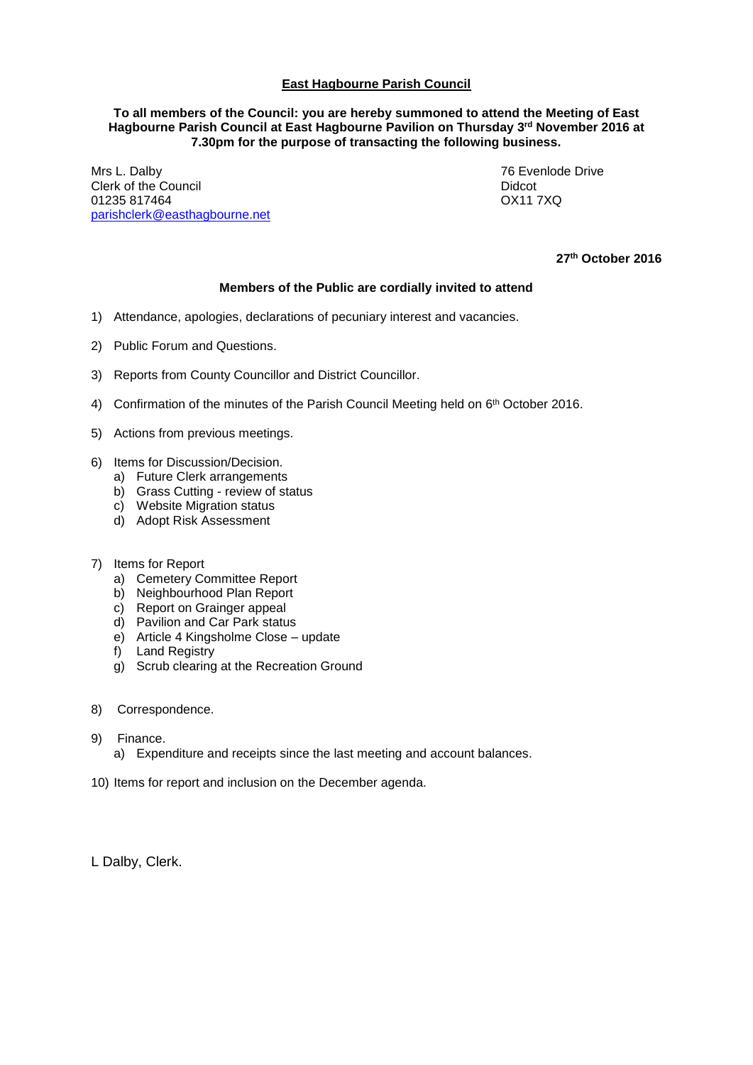# East Hagbourne Parish Council

**To all members of the Council: you are hereby summoned to attend the Meeting of East Hagbourne Parish Council at East Hagbourne Pavilion on Thursday 3rd November 2016 at 7.30pm for the purpose of transacting the following business.**

Mrs L. Dalby
Clerk of the Council
01235 817464
parishclerk@easthagbourne.net

76 Evenlode Drive
Didcot
OX11 7XQ

**27th October 2016**

**Members of the Public are cordially invited to attend**

1) Attendance, apologies, declarations of pecuniary interest and vacancies.

2) Public Forum and Questions.

3) Reports from County Councillor and District Councillor.

4) Confirmation of the minutes of the Parish Council Meeting held on 6th October 2016.

5) Actions from previous meetings.

6) Items for Discussion/Decision.
   a) Future Clerk arrangements
   b) Grass Cutting - review of status
   c) Website Migration status
   d) Adopt Risk Assessment

7) Items for Report
   a) Cemetery Committee Report
   b) Neighbourhood Plan Report
   c) Report on Grainger appeal
   d) Pavilion and Car Park status
   e) Article 4 Kingsholme Close – update
   f) Land Registry
   g) Scrub clearing at the Recreation Ground

8) Correspondence.

9) Finance.
   a) Expenditure and receipts since the last meeting and account balances.

10) Items for report and inclusion on the December agenda.

L Dalby, Clerk.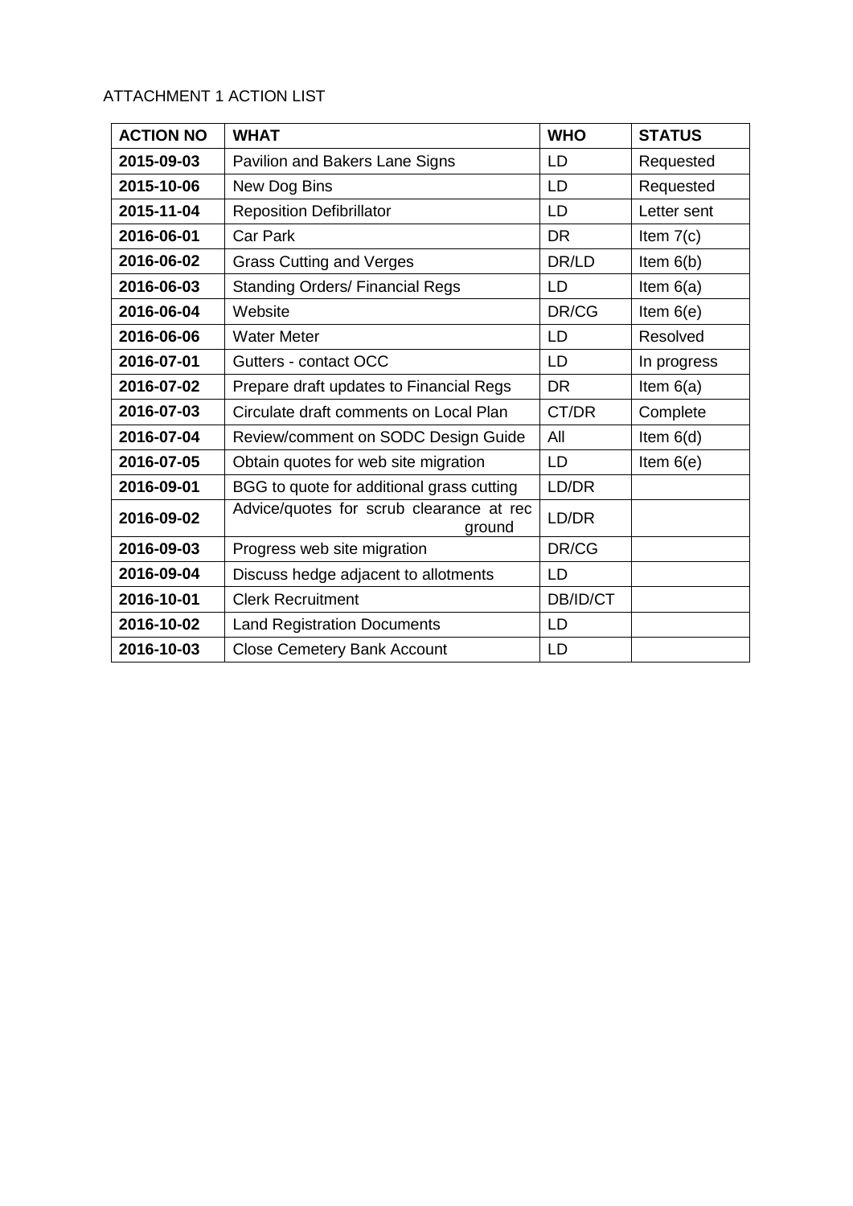ATTACHMENT 1 ACTION LIST

| ACTION NO | WHAT | WHO | STATUS |
|---|---|---|---|
| **2015-09-03** | Pavilion and Bakers Lane Signs | LD | Requested |
| **2015-10-06** | New Dog Bins | LD | Requested |
| **2015-11-04** | Reposition Defibrillator | LD | Letter sent |
| **2016-06-01** | Car Park | DR | Item 7(c) |
| **2016-06-02** | Grass Cutting and Verges | DR/LD | Item 6(b) |
| **2016-06-03** | Standing Orders/ Financial Regs | LD | Item 6(a) |
| **2016-06-04** | Website | DR/CG | Item 6(e) |
| **2016-06-06** | Water Meter | LD | Resolved |
| **2016-07-01** | Gutters - contact OCC | LD | In progress |
| **2016-07-02** | Prepare draft updates to Financial Regs | DR | Item 6(a) |
| **2016-07-03** | Circulate draft comments on Local Plan | CT/DR | Complete |
| **2016-07-04** | Review/comment on SODC Design Guide | All | Item 6(d) |
| **2016-07-05** | Obtain quotes for web site migration | LD | Item 6(e) |
| **2016-09-01** | BGG to quote for additional grass cutting | LD/DR | |
| **2016-09-02** | Advice/quotes for scrub clearance at rec ground | LD/DR | |
| **2016-09-03** | Progress web site migration | DR/CG | |
| **2016-09-04** | Discuss hedge adjacent to allotments | LD | |
| **2016-10-01** | Clerk Recruitment | DB/ID/CT | |
| **2016-10-02** | Land Registration Documents | LD | |
| **2016-10-03** | Close Cemetery Bank Account | LD | |